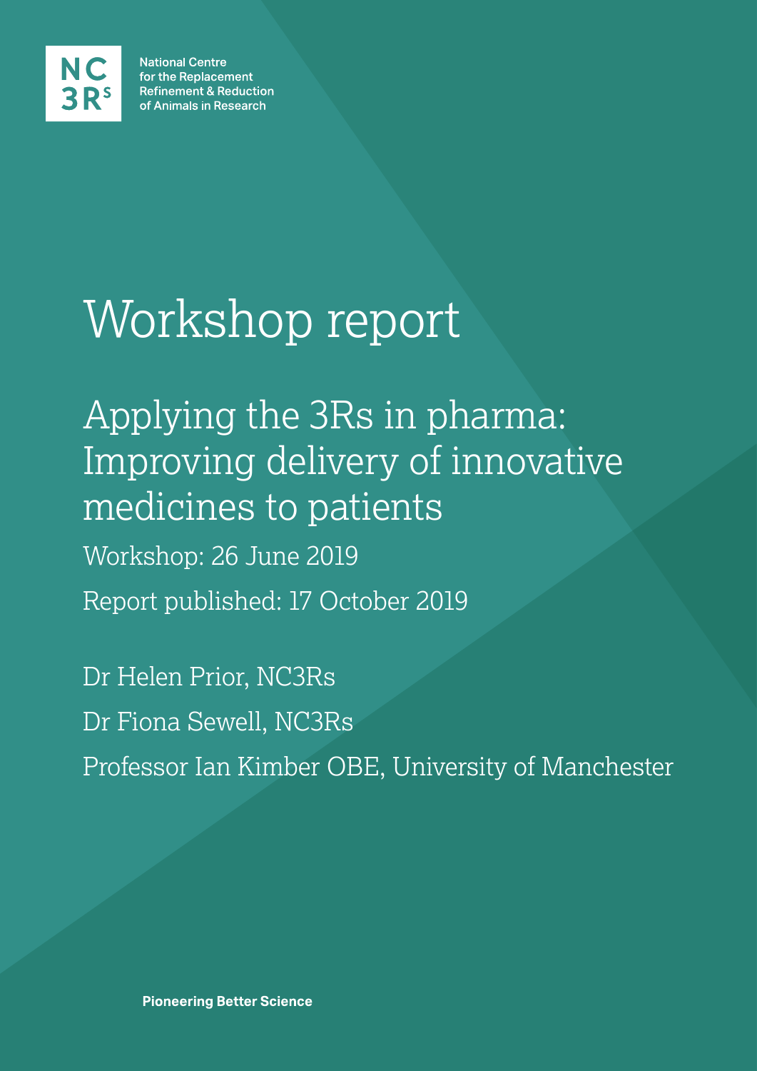National Centre for the Replacement Refinement & Reduction of Animals in Research

# Workshop report

## Applying the 3Rs in pharma: Improving delivery of innovative medicines to patients

Workshop: 26 June 2019

Report published: 17 October 2019

Dr Helen Prior, NC3Rs

Dr Fiona Sewell, NC3Rs

Professor Ian Kimber OBE, University of Manchester

**Pioneering Better Science**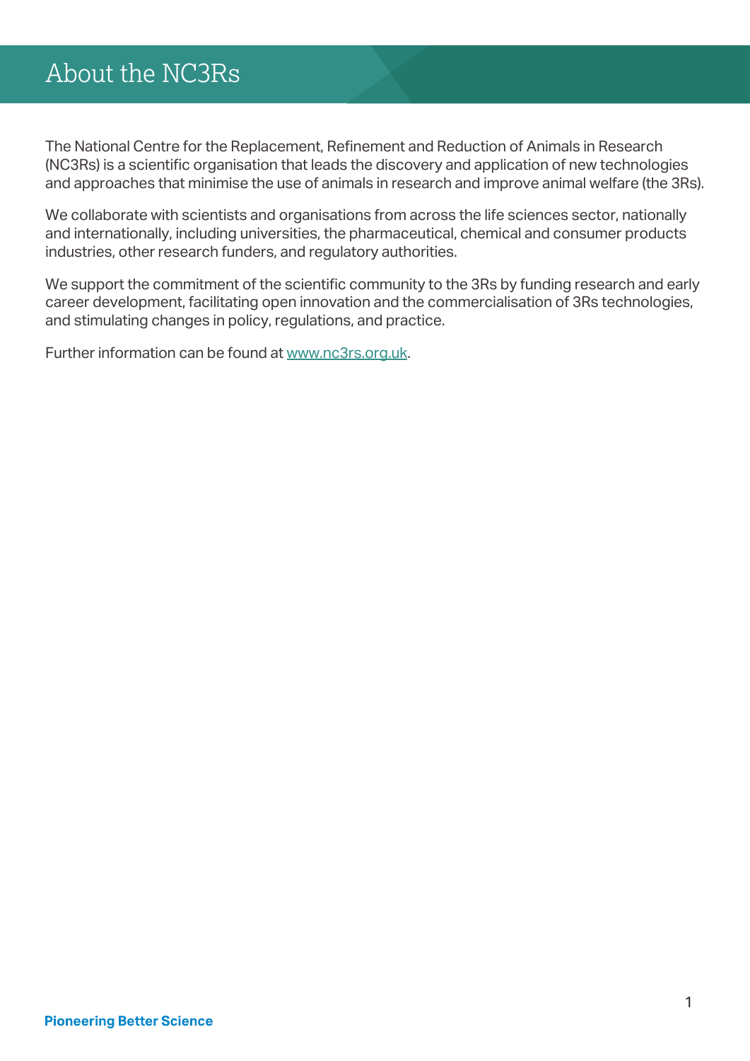# About the NC3Rs

The National Centre for the Replacement, Refinement and Reduction of Animals in Research (NC3Rs) is a scientific organisation that leads the discovery and application of new technologies and approaches that minimise the use of animals in research and improve animal welfare (the 3Rs).

We collaborate with scientists and organisations from across the life sciences sector, nationally and internationally, including universities, the pharmaceutical, chemical and consumer products industries, other research funders, and regulatory authorities.

We support the commitment of the scientific community to the 3Rs by funding research and early career development, facilitating open innovation and the commercialisation of 3Rs technologies, and stimulating changes in policy, regulations, and practice.

Further information can be found at [www.nc3rs.org.uk](http://www.nc3rs.org.uk).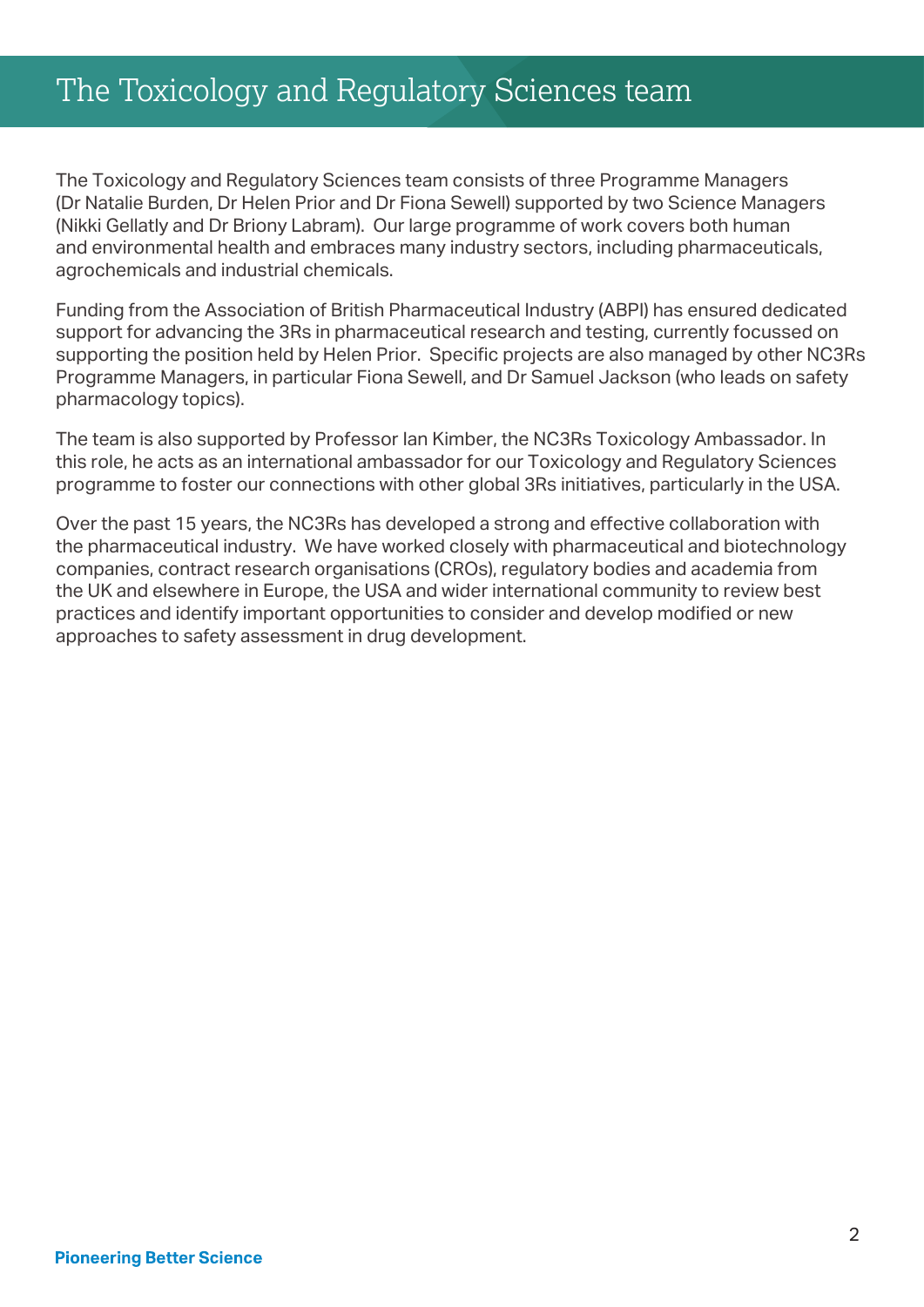# The Toxicology and Regulatory Sciences team

The Toxicology and Regulatory Sciences team consists of three Programme Managers (Dr Natalie Burden, Dr Helen Prior and Dr Fiona Sewell) supported by two Science Managers (Nikki Gellatly and Dr Briony Labram). Our large programme of work covers both human and environmental health and embraces many industry sectors, including pharmaceuticals, agrochemicals and industrial chemicals.

Funding from the Association of British Pharmaceutical Industry (ABPI) has ensured dedicated support for advancing the 3Rs in pharmaceutical research and testing, currently focussed on supporting the position held by Helen Prior. Specific projects are also managed by other NC3Rs Programme Managers, in particular Fiona Sewell, and Dr Samuel Jackson (who leads on safety pharmacology topics).

The team is also supported by Professor Ian Kimber, the NC3Rs Toxicology Ambassador. In this role, he acts as an international ambassador for our Toxicology and Regulatory Sciences programme to foster our connections with other global 3Rs initiatives, particularly in the USA.

Over the past 15 years, the NC3Rs has developed a strong and effective collaboration with the pharmaceutical industry. We have worked closely with pharmaceutical and biotechnology companies, contract research organisations (CROs), regulatory bodies and academia from the UK and elsewhere in Europe, the USA and wider international community to review best practices and identify important opportunities to consider and develop modified or new approaches to safety assessment in drug development.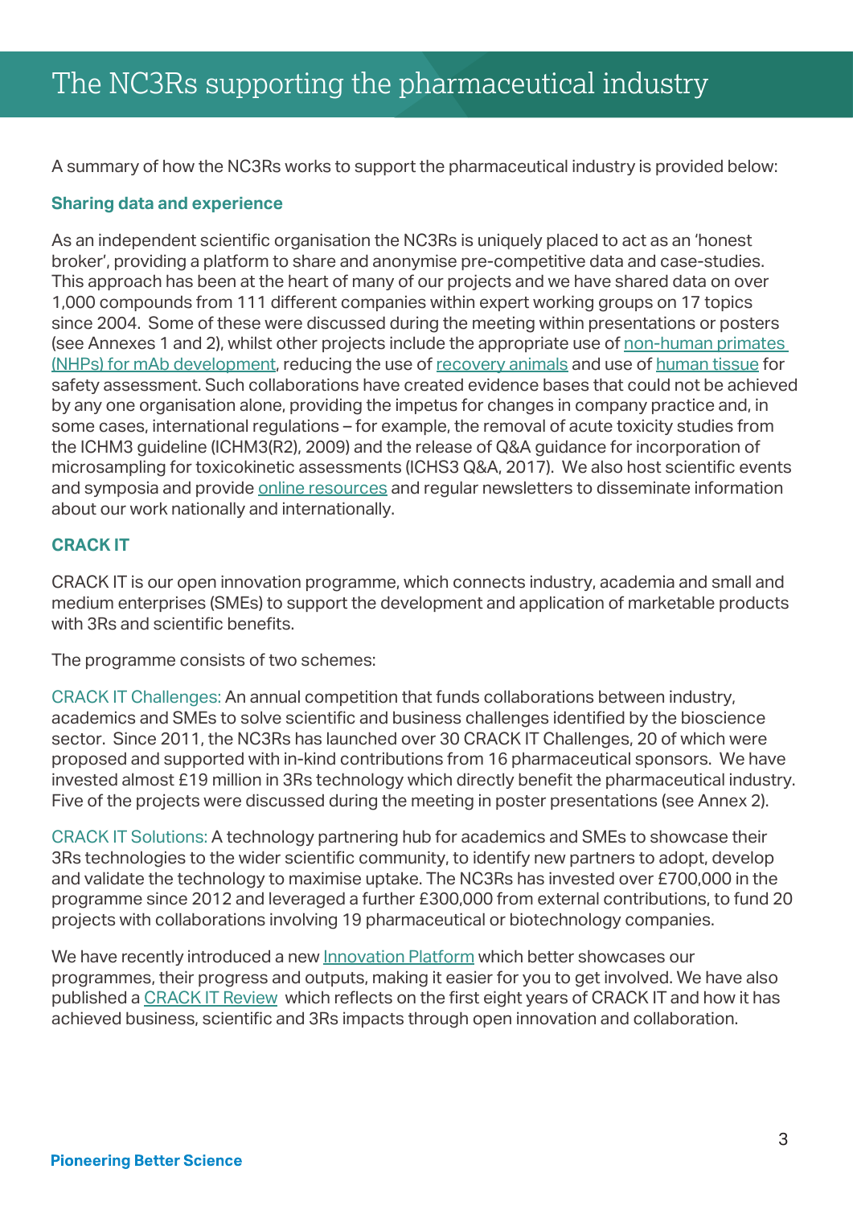# The NC3Rs supporting the pharmaceutical industry

A summary of how the NC3Rs works to support the pharmaceutical industry is provided below:

### Sharing data and experience

As an independent scientific organisation the NC3Rs is uniquely placed to act as an 'honest broker', providing a platform to share and anonymise pre-competitive data and case-studies. This approach has been at the heart of many of our projects and we have shared data on over 1,000 compounds from 111 different companies within expert working groups on 17 topics since 2004. Some of these were discussed during the meeting within presentations or posters (see Annexes 1 and 2), whilst other projects include the appropriate use of non-human primates (NHPs) for mAb development, reducing the use of recovery animals and use of human tissue for safety assessment. Such collaborations have created evidence bases that could not be achieved by any one organisation alone, providing the impetus for changes in company practice and, in some cases, international regulations – for example, the removal of acute toxicity studies from the ICHM3 guideline (ICHM3(R2), 2009) and the release of Q&A guidance for incorporation of microsampling for toxicokinetic assessments (ICHS3 Q&A, 2017). We also host scientific events and symposia and provide online resources and regular newsletters to disseminate information about our work nationally and internationally.

### CRACK IT

CRACK IT is our open innovation programme, which connects industry, academia and small and medium enterprises (SMEs) to support the development and application of marketable products with 3Rs and scientific benefits.

The programme consists of two schemes:

CRACK IT Challenges: An annual competition that funds collaborations between industry, academics and SMEs to solve scientific and business challenges identified by the bioscience sector. Since 2011, the NC3Rs has launched over 30 CRACK IT Challenges, 20 of which were proposed and supported with in-kind contributions from 16 pharmaceutical sponsors. We have invested almost £19 million in 3Rs technology which directly benefit the pharmaceutical industry. Five of the projects were discussed during the meeting in poster presentations (see Annex 2).

CRACK IT Solutions: A technology partnering hub for academics and SMEs to showcase their 3Rs technologies to the wider scientific community, to identify new partners to adopt, develop and validate the technology to maximise uptake. The NC3Rs has invested over £700,000 in the programme since 2012 and leveraged a further £300,000 from external contributions, to fund 20 projects with collaborations involving 19 pharmaceutical or biotechnology companies.

We have recently introduced a new Innovation Platform which better showcases our programmes, their progress and outputs, making it easier for you to get involved. We have also published a CRACK IT Review which reflects on the first eight years of CRACK IT and how it has achieved business, scientific and 3Rs impacts through open innovation and collaboration.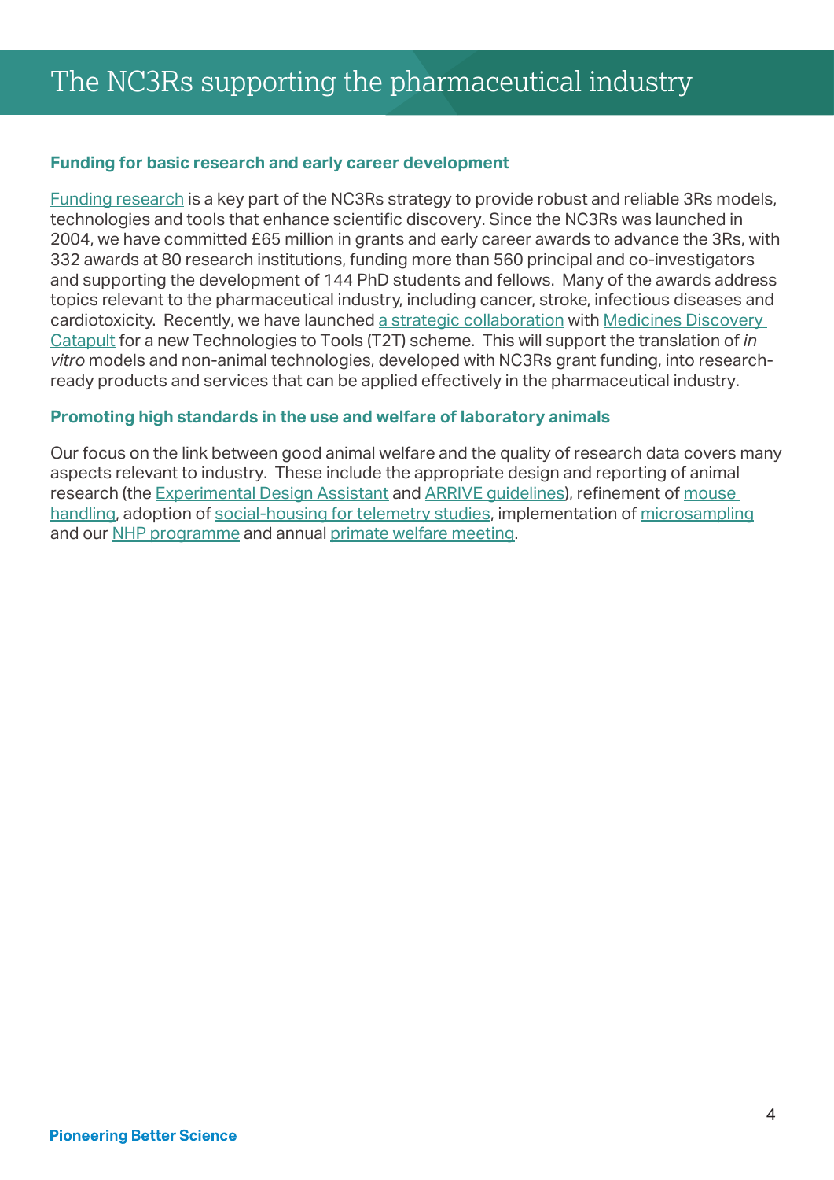# The NC3Rs supporting the pharmaceutical industry

### Funding for basic research and early career development

Funding research is a key part of the NC3Rs strategy to provide robust and reliable 3Rs models, technologies and tools that enhance scientific discovery. Since the NC3Rs was launched in 2004, we have committed £65 million in grants and early career awards to advance the 3Rs, with 332 awards at 80 research institutions, funding more than 560 principal and co-investigators and supporting the development of 144 PhD students and fellows. Many of the awards address topics relevant to the pharmaceutical industry, including cancer, stroke, infectious diseases and cardiotoxicity. Recently, we have launched a strategic collaboration with Medicines Discovery Catapult for a new Technologies to Tools (T2T) scheme. This will support the translation of *in vitro* models and non-animal technologies, developed with NC3Rs grant funding, into research-ready products and services that can be applied effectively in the pharmaceutical industry.

### Promoting high standards in the use and welfare of laboratory animals

Our focus on the link between good animal welfare and the quality of research data covers many aspects relevant to industry. These include the appropriate design and reporting of animal research (the Experimental Design Assistant and ARRIVE guidelines), refinement of mouse handling, adoption of social-housing for telemetry studies, implementation of microsampling and our NHP programme and annual primate welfare meeting.

**Pioneering Better Science**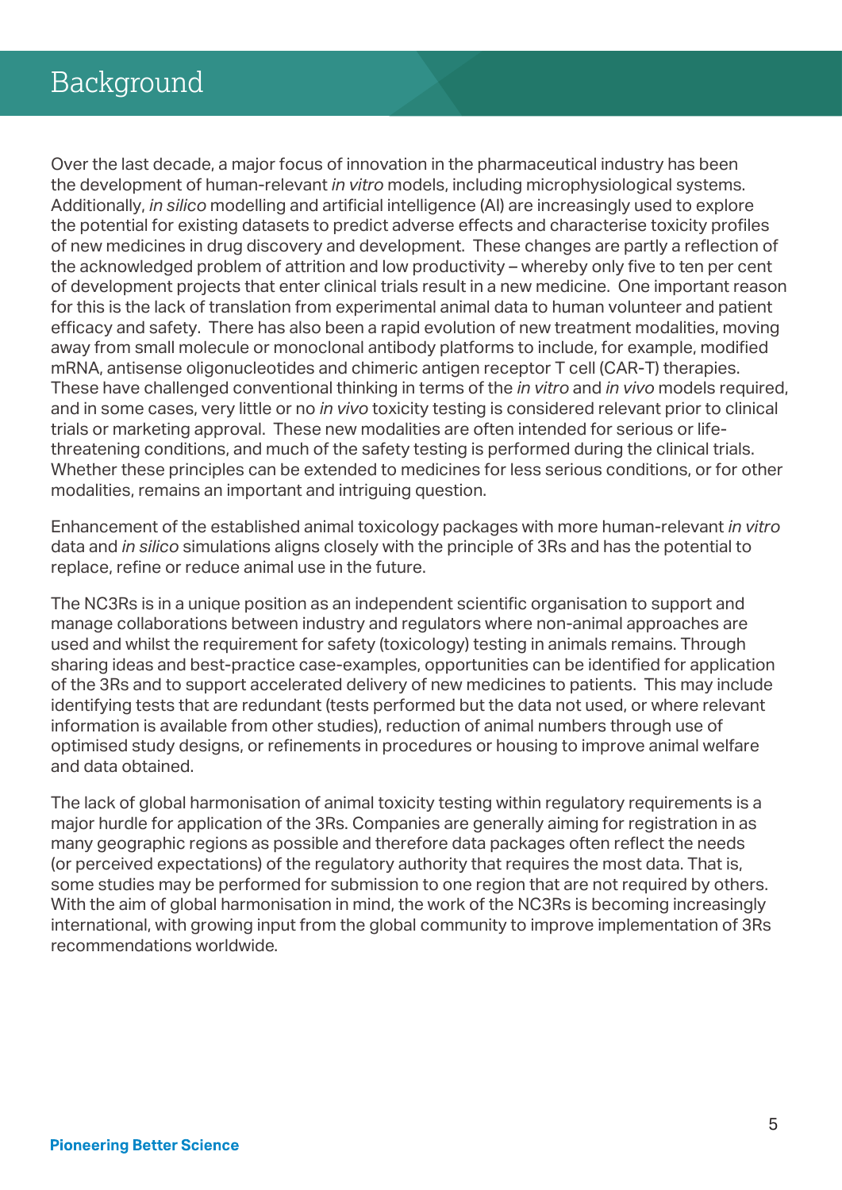# Background

Over the last decade, a major focus of innovation in the pharmaceutical industry has been the development of human-relevant *in vitro* models, including microphysiological systems. Additionally, *in silico* modelling and artificial intelligence (AI) are increasingly used to explore the potential for existing datasets to predict adverse effects and characterise toxicity profiles of new medicines in drug discovery and development. These changes are partly a reflection of the acknowledged problem of attrition and low productivity – whereby only five to ten per cent of development projects that enter clinical trials result in a new medicine. One important reason for this is the lack of translation from experimental animal data to human volunteer and patient efficacy and safety. There has also been a rapid evolution of new treatment modalities, moving away from small molecule or monoclonal antibody platforms to include, for example, modified mRNA, antisense oligonucleotides and chimeric antigen receptor T cell (CAR-T) therapies. These have challenged conventional thinking in terms of the *in vitro* and *in vivo* models required, and in some cases, very little or no *in vivo* toxicity testing is considered relevant prior to clinical trials or marketing approval. These new modalities are often intended for serious or life-threatening conditions, and much of the safety testing is performed during the clinical trials. Whether these principles can be extended to medicines for less serious conditions, or for other modalities, remains an important and intriguing question.

Enhancement of the established animal toxicology packages with more human-relevant *in vitro* data and *in silico* simulations aligns closely with the principle of 3Rs and has the potential to replace, refine or reduce animal use in the future.

The NC3Rs is in a unique position as an independent scientific organisation to support and manage collaborations between industry and regulators where non-animal approaches are used and whilst the requirement for safety (toxicology) testing in animals remains. Through sharing ideas and best-practice case-examples, opportunities can be identified for application of the 3Rs and to support accelerated delivery of new medicines to patients. This may include identifying tests that are redundant (tests performed but the data not used, or where relevant information is available from other studies), reduction of animal numbers through use of optimised study designs, or refinements in procedures or housing to improve animal welfare and data obtained.

The lack of global harmonisation of animal toxicity testing within regulatory requirements is a major hurdle for application of the 3Rs. Companies are generally aiming for registration in as many geographic regions as possible and therefore data packages often reflect the needs (or perceived expectations) of the regulatory authority that requires the most data. That is, some studies may be performed for submission to one region that are not required by others. With the aim of global harmonisation in mind, the work of the NC3Rs is becoming increasingly international, with growing input from the global community to improve implementation of 3Rs recommendations worldwide.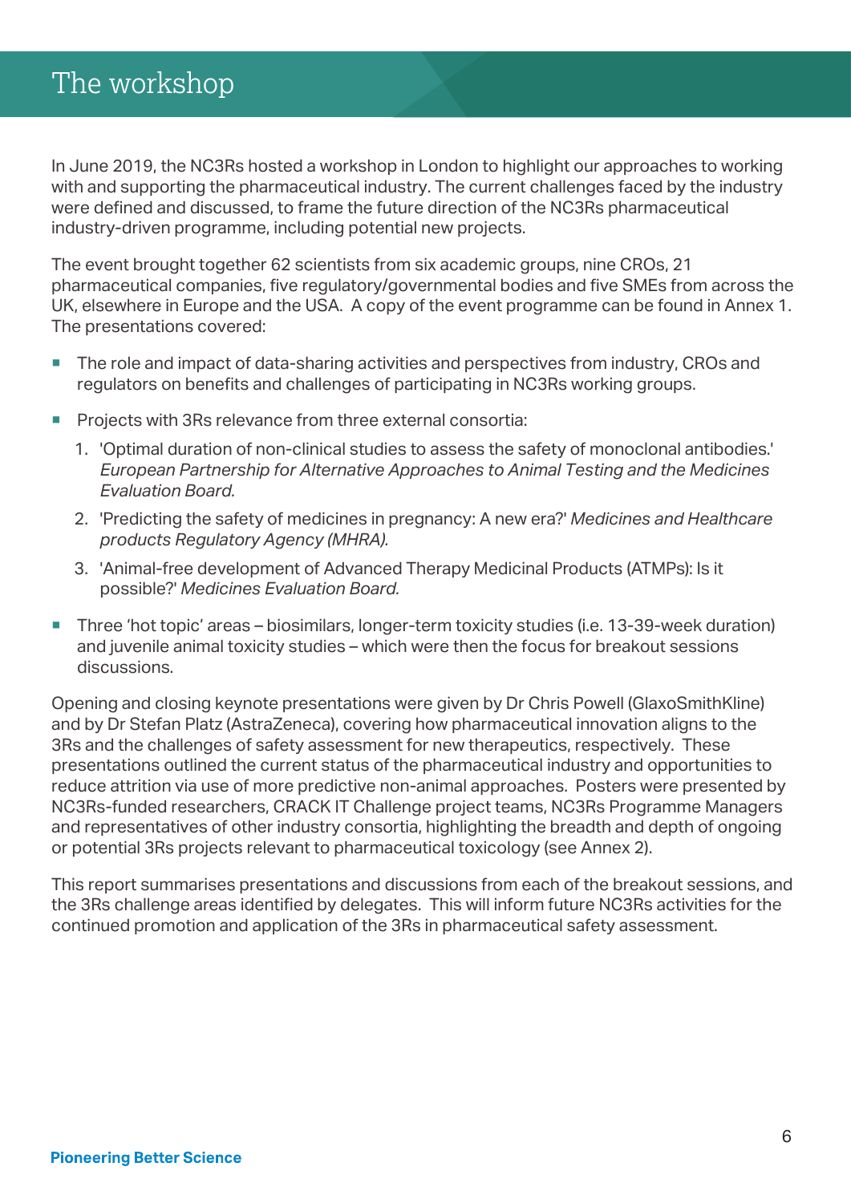# The workshop

In June 2019, the NC3Rs hosted a workshop in London to highlight our approaches to working with and supporting the pharmaceutical industry. The current challenges faced by the industry were defined and discussed, to frame the future direction of the NC3Rs pharmaceutical industry-driven programme, including potential new projects.

The event brought together 62 scientists from six academic groups, nine CROs, 21 pharmaceutical companies, five regulatory/governmental bodies and five SMEs from across the UK, elsewhere in Europe and the USA. A copy of the event programme can be found in Annex 1. The presentations covered:

- The role and impact of data-sharing activities and perspectives from industry, CROs and regulators on benefits and challenges of participating in NC3Rs working groups.
- Projects with 3Rs relevance from three external consortia:
  1. 'Optimal duration of non-clinical studies to assess the safety of monoclonal antibodies.' *European Partnership for Alternative Approaches to Animal Testing and the Medicines Evaluation Board.*
  2. 'Predicting the safety of medicines in pregnancy: A new era?' *Medicines and Healthcare products Regulatory Agency (MHRA).*
  3. 'Animal-free development of Advanced Therapy Medicinal Products (ATMPs): Is it possible?' *Medicines Evaluation Board.*
- Three 'hot topic' areas – biosimilars, longer-term toxicity studies (i.e. 13-39-week duration) and juvenile animal toxicity studies – which were then the focus for breakout sessions discussions.

Opening and closing keynote presentations were given by Dr Chris Powell (GlaxoSmithKline) and by Dr Stefan Platz (AstraZeneca), covering how pharmaceutical innovation aligns to the 3Rs and the challenges of safety assessment for new therapeutics, respectively. These presentations outlined the current status of the pharmaceutical industry and opportunities to reduce attrition via use of more predictive non-animal approaches. Posters were presented by NC3Rs-funded researchers, CRACK IT Challenge project teams, NC3Rs Programme Managers and representatives of other industry consortia, highlighting the breadth and depth of ongoing or potential 3Rs projects relevant to pharmaceutical toxicology (see Annex 2).

This report summarises presentations and discussions from each of the breakout sessions, and the 3Rs challenge areas identified by delegates. This will inform future NC3Rs activities for the continued promotion and application of the 3Rs in pharmaceutical safety assessment.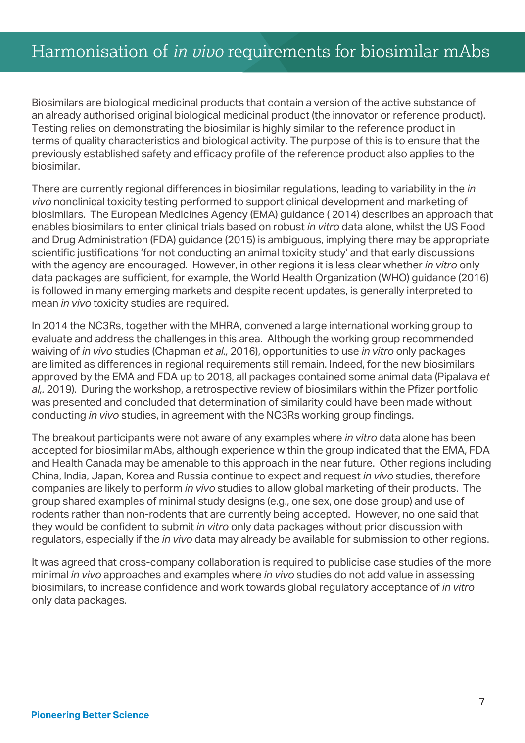# Harmonisation of *in vivo* requirements for biosimilar mAbs

Biosimilars are biological medicinal products that contain a version of the active substance of an already authorised original biological medicinal product (the innovator or reference product). Testing relies on demonstrating the biosimilar is highly similar to the reference product in terms of quality characteristics and biological activity. The purpose of this is to ensure that the previously established safety and efficacy profile of the reference product also applies to the biosimilar.

There are currently regional differences in biosimilar regulations, leading to variability in the *in vivo* nonclinical toxicity testing performed to support clinical development and marketing of biosimilars. The European Medicines Agency (EMA) guidance ( 2014) describes an approach that enables biosimilars to enter clinical trials based on robust *in vitro* data alone, whilst the US Food and Drug Administration (FDA) guidance (2015) is ambiguous, implying there may be appropriate scientific justifications 'for not conducting an animal toxicity study' and that early discussions with the agency are encouraged. However, in other regions it is less clear whether *in vitro* only data packages are sufficient, for example, the World Health Organization (WHO) guidance (2016) is followed in many emerging markets and despite recent updates, is generally interpreted to mean *in vivo* toxicity studies are required.

In 2014 the NC3Rs, together with the MHRA, convened a large international working group to evaluate and address the challenges in this area. Although the working group recommended waiving of *in vivo* studies (Chapman *et al.,* 2016), opportunities to use *in vitro* only packages are limited as differences in regional requirements still remain. Indeed, for the new biosimilars approved by the EMA and FDA up to 2018, all packages contained some animal data (Pipalava *et al,.* 2019). During the workshop, a retrospective review of biosimilars within the Pfizer portfolio was presented and concluded that determination of similarity could have been made without conducting *in vivo* studies, in agreement with the NC3Rs working group findings.

The breakout participants were not aware of any examples where *in vitro* data alone has been accepted for biosimilar mAbs, although experience within the group indicated that the EMA, FDA and Health Canada may be amenable to this approach in the near future. Other regions including China, India, Japan, Korea and Russia continue to expect and request *in vivo* studies, therefore companies are likely to perform *in vivo* studies to allow global marketing of their products. The group shared examples of minimal study designs (e.g., one sex, one dose group) and use of rodents rather than non-rodents that are currently being accepted. However, no one said that they would be confident to submit *in vitro* only data packages without prior discussion with regulators, especially if the *in vivo* data may already be available for submission to other regions.

It was agreed that cross-company collaboration is required to publicise case studies of the more minimal *in vivo* approaches and examples where *in vivo* studies do not add value in assessing biosimilars, to increase confidence and work towards global regulatory acceptance of *in vitro* only data packages.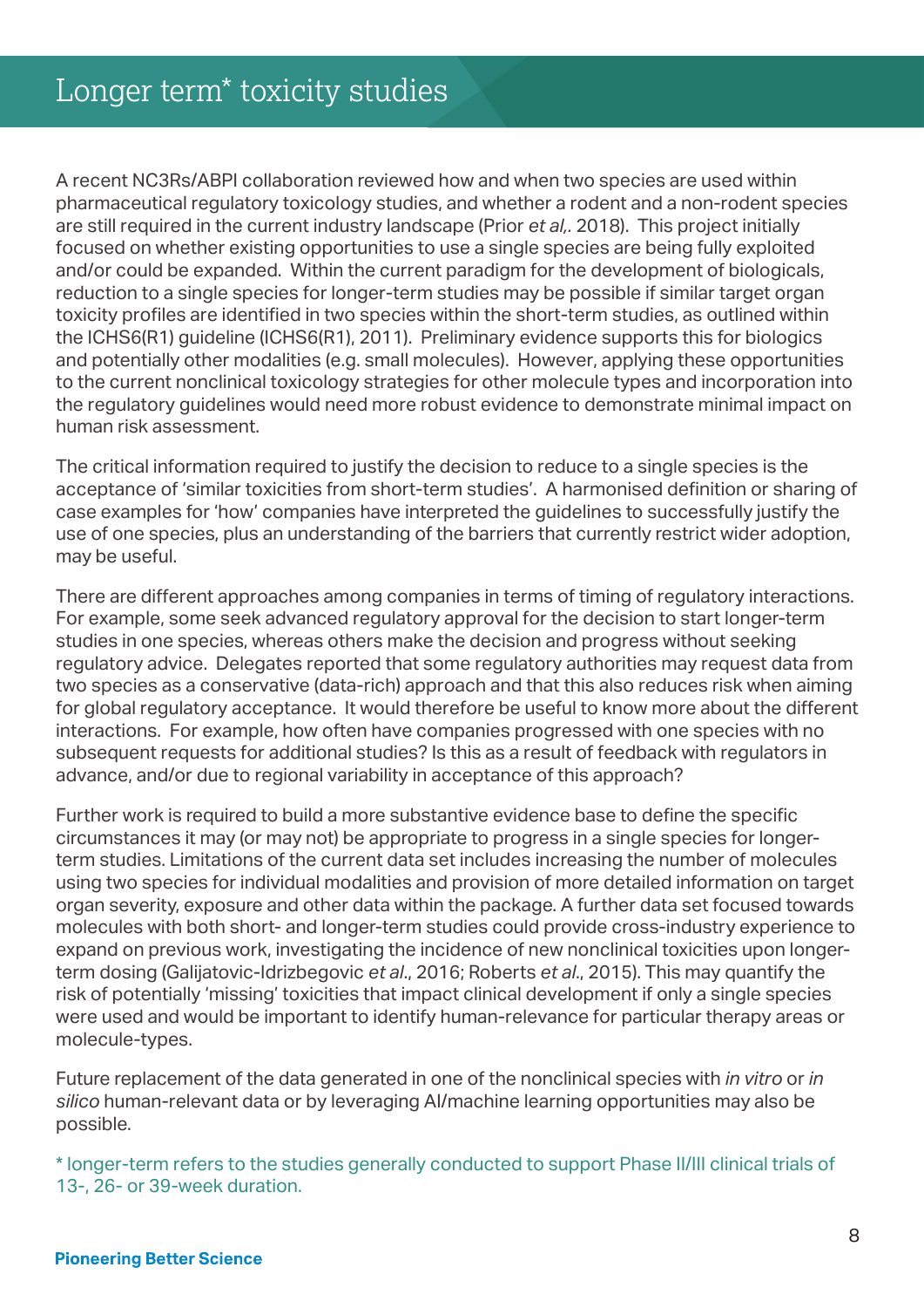# Longer term* toxicity studies

A recent NC3Rs/ABPI collaboration reviewed how and when two species are used within pharmaceutical regulatory toxicology studies, and whether a rodent and a non-rodent species are still required in the current industry landscape (Prior *et al,.* 2018). This project initially focused on whether existing opportunities to use a single species are being fully exploited and/or could be expanded. Within the current paradigm for the development of biologicals, reduction to a single species for longer-term studies may be possible if similar target organ toxicity profiles are identified in two species within the short-term studies, as outlined within the ICHS6(R1) guideline (ICHS6(R1), 2011). Preliminary evidence supports this for biologics and potentially other modalities (e.g. small molecules). However, applying these opportunities to the current nonclinical toxicology strategies for other molecule types and incorporation into the regulatory guidelines would need more robust evidence to demonstrate minimal impact on human risk assessment.

The critical information required to justify the decision to reduce to a single species is the acceptance of 'similar toxicities from short-term studies'. A harmonised definition or sharing of case examples for 'how' companies have interpreted the guidelines to successfully justify the use of one species, plus an understanding of the barriers that currently restrict wider adoption, may be useful.

There are different approaches among companies in terms of timing of regulatory interactions. For example, some seek advanced regulatory approval for the decision to start longer-term studies in one species, whereas others make the decision and progress without seeking regulatory advice. Delegates reported that some regulatory authorities may request data from two species as a conservative (data-rich) approach and that this also reduces risk when aiming for global regulatory acceptance. It would therefore be useful to know more about the different interactions. For example, how often have companies progressed with one species with no subsequent requests for additional studies? Is this as a result of feedback with regulators in advance, and/or due to regional variability in acceptance of this approach?

Further work is required to build a more substantive evidence base to define the specific circumstances it may (or may not) be appropriate to progress in a single species for longer-term studies. Limitations of the current data set includes increasing the number of molecules using two species for individual modalities and provision of more detailed information on target organ severity, exposure and other data within the package. A further data set focused towards molecules with both short- and longer-term studies could provide cross-industry experience to expand on previous work, investigating the incidence of new nonclinical toxicities upon longer-term dosing (Galijatovic-Idrizbegovic *et al*., 2016; Roberts *et al*., 2015). This may quantify the risk of potentially 'missing' toxicities that impact clinical development if only a single species were used and would be important to identify human-relevance for particular therapy areas or molecule-types.

Future replacement of the data generated in one of the nonclinical species with *in vitro* or *in silico* human-relevant data or by leveraging AI/machine learning opportunities may also be possible.

\* longer-term refers to the studies generally conducted to support Phase II/III clinical trials of 13-, 26- or 39-week duration.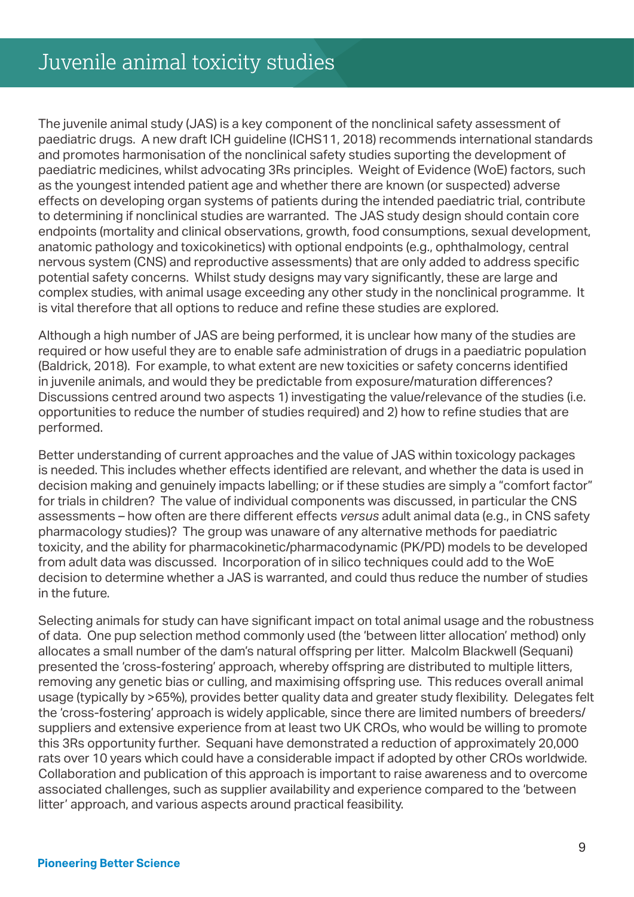# Juvenile animal toxicity studies

The juvenile animal study (JAS) is a key component of the nonclinical safety assessment of paediatric drugs. A new draft ICH guideline (ICHS11, 2018) recommends international standards and promotes harmonisation of the nonclinical safety studies suporting the development of paediatric medicines, whilst advocating 3Rs principles. Weight of Evidence (WoE) factors, such as the youngest intended patient age and whether there are known (or suspected) adverse effects on developing organ systems of patients during the intended paediatric trial, contribute to determining if nonclinical studies are warranted. The JAS study design should contain core endpoints (mortality and clinical observations, growth, food consumptions, sexual development, anatomic pathology and toxicokinetics) with optional endpoints (e.g., ophthalmology, central nervous system (CNS) and reproductive assessments) that are only added to address specific potential safety concerns. Whilst study designs may vary significantly, these are large and complex studies, with animal usage exceeding any other study in the nonclinical programme. It is vital therefore that all options to reduce and refine these studies are explored.

Although a high number of JAS are being performed, it is unclear how many of the studies are required or how useful they are to enable safe administration of drugs in a paediatric population (Baldrick, 2018). For example, to what extent are new toxicities or safety concerns identified in juvenile animals, and would they be predictable from exposure/maturation differences? Discussions centred around two aspects 1) investigating the value/relevance of the studies (i.e. opportunities to reduce the number of studies required) and 2) how to refine studies that are performed.

Better understanding of current approaches and the value of JAS within toxicology packages is needed. This includes whether effects identified are relevant, and whether the data is used in decision making and genuinely impacts labelling; or if these studies are simply a "comfort factor" for trials in children? The value of individual components was discussed, in particular the CNS assessments – how often are there different effects *versus* adult animal data (e.g., in CNS safety pharmacology studies)? The group was unaware of any alternative methods for paediatric toxicity, and the ability for pharmacokinetic/pharmacodynamic (PK/PD) models to be developed from adult data was discussed. Incorporation of in silico techniques could add to the WoE decision to determine whether a JAS is warranted, and could thus reduce the number of studies in the future.

Selecting animals for study can have significant impact on total animal usage and the robustness of data. One pup selection method commonly used (the 'between litter allocation' method) only allocates a small number of the dam's natural offspring per litter. Malcolm Blackwell (Sequani) presented the 'cross-fostering' approach, whereby offspring are distributed to multiple litters, removing any genetic bias or culling, and maximising offspring use. This reduces overall animal usage (typically by >65%), provides better quality data and greater study flexibility. Delegates felt the 'cross-fostering' approach is widely applicable, since there are limited numbers of breeders/suppliers and extensive experience from at least two UK CROs, who would be willing to promote this 3Rs opportunity further. Sequani have demonstrated a reduction of approximately 20,000 rats over 10 years which could have a considerable impact if adopted by other CROs worldwide. Collaboration and publication of this approach is important to raise awareness and to overcome associated challenges, such as supplier availability and experience compared to the 'between litter' approach, and various aspects around practical feasibility.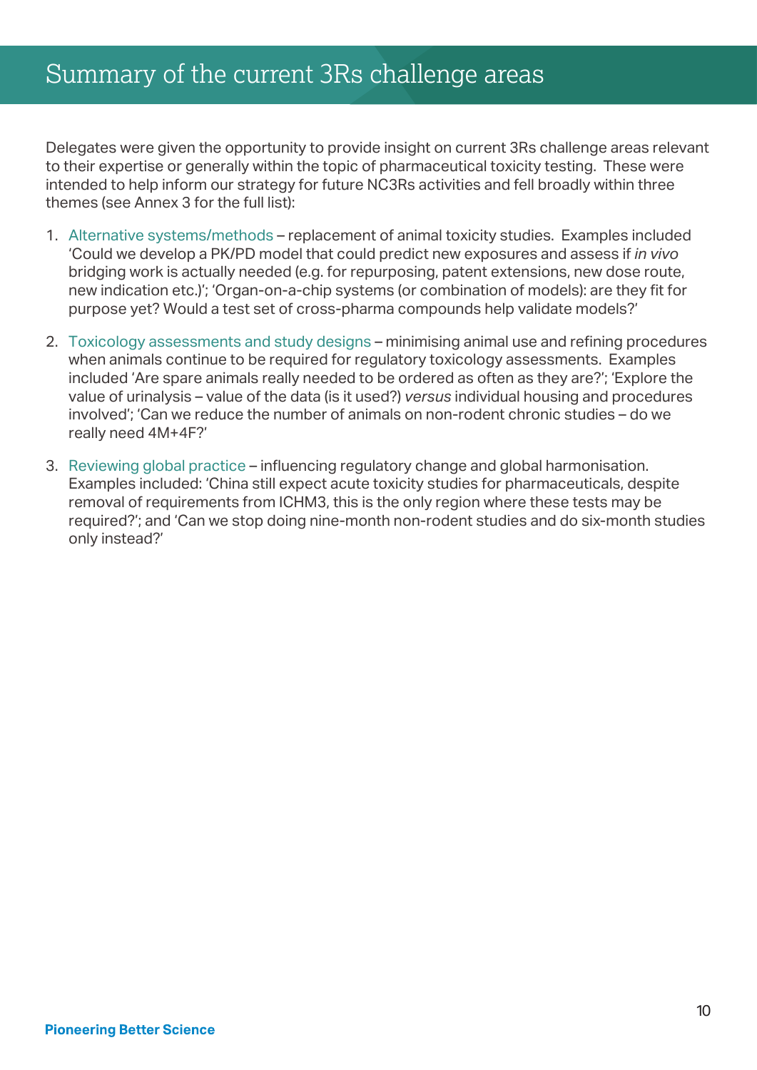# Summary of the current 3Rs challenge areas

Delegates were given the opportunity to provide insight on current 3Rs challenge areas relevant to their expertise or generally within the topic of pharmaceutical toxicity testing. These were intended to help inform our strategy for future NC3Rs activities and fell broadly within three themes (see Annex 3 for the full list):

1. Alternative systems/methods – replacement of animal toxicity studies. Examples included 'Could we develop a PK/PD model that could predict new exposures and assess if *in vivo* bridging work is actually needed (e.g. for repurposing, patent extensions, new dose route, new indication etc.)'; 'Organ-on-a-chip systems (or combination of models): are they fit for purpose yet? Would a test set of cross-pharma compounds help validate models?'

2. Toxicology assessments and study designs – minimising animal use and refining procedures when animals continue to be required for regulatory toxicology assessments. Examples included 'Are spare animals really needed to be ordered as often as they are?'; 'Explore the value of urinalysis – value of the data (is it used?) *versus* individual housing and procedures involved'; 'Can we reduce the number of animals on non-rodent chronic studies – do we really need 4M+4F?'

3. Reviewing global practice – influencing regulatory change and global harmonisation. Examples included: 'China still expect acute toxicity studies for pharmaceuticals, despite removal of requirements from ICHM3, this is the only region where these tests may be required?'; and 'Can we stop doing nine-month non-rodent studies and do six-month studies only instead?'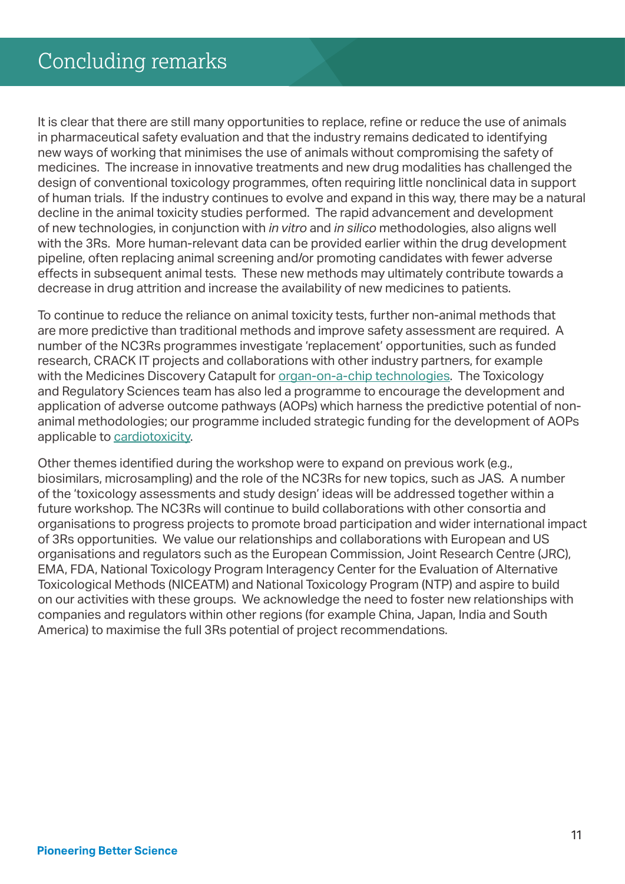# Concluding remarks

It is clear that there are still many opportunities to replace, refine or reduce the use of animals in pharmaceutical safety evaluation and that the industry remains dedicated to identifying new ways of working that minimises the use of animals without compromising the safety of medicines. The increase in innovative treatments and new drug modalities has challenged the design of conventional toxicology programmes, often requiring little nonclinical data in support of human trials. If the industry continues to evolve and expand in this way, there may be a natural decline in the animal toxicity studies performed. The rapid advancement and development of new technologies, in conjunction with *in vitro* and *in silico* methodologies, also aligns well with the 3Rs. More human-relevant data can be provided earlier within the drug development pipeline, often replacing animal screening and/or promoting candidates with fewer adverse effects in subsequent animal tests. These new methods may ultimately contribute towards a decrease in drug attrition and increase the availability of new medicines to patients.

To continue to reduce the reliance on animal toxicity tests, further non-animal methods that are more predictive than traditional methods and improve safety assessment are required. A number of the NC3Rs programmes investigate 'replacement' opportunities, such as funded research, CRACK IT projects and collaborations with other industry partners, for example with the Medicines Discovery Catapult for organ-on-a-chip technologies. The Toxicology and Regulatory Sciences team has also led a programme to encourage the development and application of adverse outcome pathways (AOPs) which harness the predictive potential of non-animal methodologies; our programme included strategic funding for the development of AOPs applicable to cardiotoxicity.

Other themes identified during the workshop were to expand on previous work (e.g., biosimilars, microsampling) and the role of the NC3Rs for new topics, such as JAS. A number of the 'toxicology assessments and study design' ideas will be addressed together within a future workshop. The NC3Rs will continue to build collaborations with other consortia and organisations to progress projects to promote broad participation and wider international impact of 3Rs opportunities. We value our relationships and collaborations with European and US organisations and regulators such as the European Commission, Joint Research Centre (JRC), EMA, FDA, National Toxicology Program Interagency Center for the Evaluation of Alternative Toxicological Methods (NICEATM) and National Toxicology Program (NTP) and aspire to build on our activities with these groups. We acknowledge the need to foster new relationships with companies and regulators within other regions (for example China, Japan, India and South America) to maximise the full 3Rs potential of project recommendations.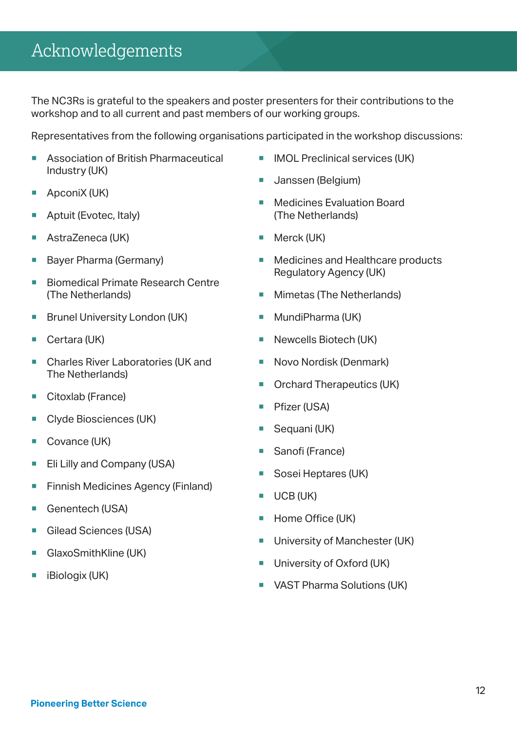# Acknowledgements

The NC3Rs is grateful to the speakers and poster presenters for their contributions to the workshop and to all current and past members of our working groups.

Representatives from the following organisations participated in the workshop discussions:

- Association of British Pharmaceutical Industry (UK)
- ApconiX (UK)
- Aptuit (Evotec, Italy)
- AstraZeneca (UK)
- Bayer Pharma (Germany)
- Biomedical Primate Research Centre (The Netherlands)
- Brunel University London (UK)
- Certara (UK)
- Charles River Laboratories (UK and The Netherlands)
- Citoxlab (France)
- Clyde Biosciences (UK)
- Covance (UK)
- Eli Lilly and Company (USA)
- Finnish Medicines Agency (Finland)
- Genentech (USA)
- Gilead Sciences (USA)
- GlaxoSmithKline (UK)
- iBiologix (UK)
- IMOL Preclinical services (UK)
- Janssen (Belgium)
- Medicines Evaluation Board (The Netherlands)
- Merck (UK)
- Medicines and Healthcare products Regulatory Agency (UK)
- Mimetas (The Netherlands)
- MundiPharma (UK)
- Newcells Biotech (UK)
- Novo Nordisk (Denmark)
- Orchard Therapeutics (UK)
- Pfizer (USA)
- Sequani (UK)
- Sanofi (France)
- Sosei Heptares (UK)
- UCB (UK)
- Home Office (UK)
- University of Manchester (UK)
- University of Oxford (UK)
- VAST Pharma Solutions (UK)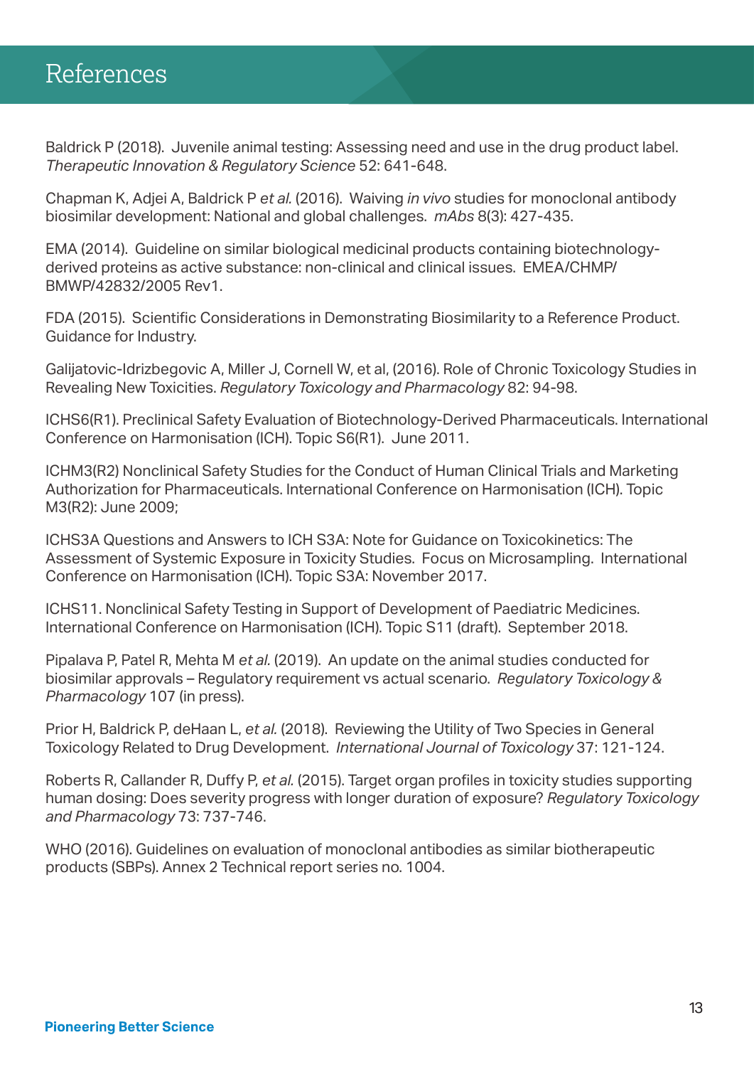# References

Baldrick P (2018). Juvenile animal testing: Assessing need and use in the drug product label. *Therapeutic Innovation & Regulatory Science* 52: 641-648.

Chapman K, Adjei A, Baldrick P *et al.* (2016). Waiving *in vivo* studies for monoclonal antibody biosimilar development: National and global challenges. *mAbs* 8(3): 427-435.

EMA (2014). Guideline on similar biological medicinal products containing biotechnology-derived proteins as active substance: non-clinical and clinical issues. EMEA/CHMP/BMWP/42832/2005 Rev1.

FDA (2015). Scientific Considerations in Demonstrating Biosimilarity to a Reference Product. Guidance for Industry.

Galijatovic-Idrizbegovic A, Miller J, Cornell W, et al, (2016). Role of Chronic Toxicology Studies in Revealing New Toxicities. *Regulatory Toxicology and Pharmacology* 82: 94-98.

ICHS6(R1). Preclinical Safety Evaluation of Biotechnology-Derived Pharmaceuticals. International Conference on Harmonisation (ICH). Topic S6(R1). June 2011.

ICHM3(R2) Nonclinical Safety Studies for the Conduct of Human Clinical Trials and Marketing Authorization for Pharmaceuticals. International Conference on Harmonisation (ICH). Topic M3(R2): June 2009;

ICHS3A Questions and Answers to ICH S3A: Note for Guidance on Toxicokinetics: The Assessment of Systemic Exposure in Toxicity Studies. Focus on Microsampling. International Conference on Harmonisation (ICH). Topic S3A: November 2017.

ICHS11. Nonclinical Safety Testing in Support of Development of Paediatric Medicines. International Conference on Harmonisation (ICH). Topic S11 (draft). September 2018.

Pipalava P, Patel R, Mehta M *et al.* (2019). An update on the animal studies conducted for biosimilar approvals – Regulatory requirement vs actual scenario. *Regulatory Toxicology & Pharmacology* 107 (in press).

Prior H, Baldrick P, deHaan L, *et al.* (2018). Reviewing the Utility of Two Species in General Toxicology Related to Drug Development. *International Journal of Toxicology* 37: 121-124.

Roberts R, Callander R, Duffy P, *et al.* (2015). Target organ profiles in toxicity studies supporting human dosing: Does severity progress with longer duration of exposure? *Regulatory Toxicology and Pharmacology* 73: 737-746.

WHO (2016). Guidelines on evaluation of monoclonal antibodies as similar biotherapeutic products (SBPs). Annex 2 Technical report series no. 1004.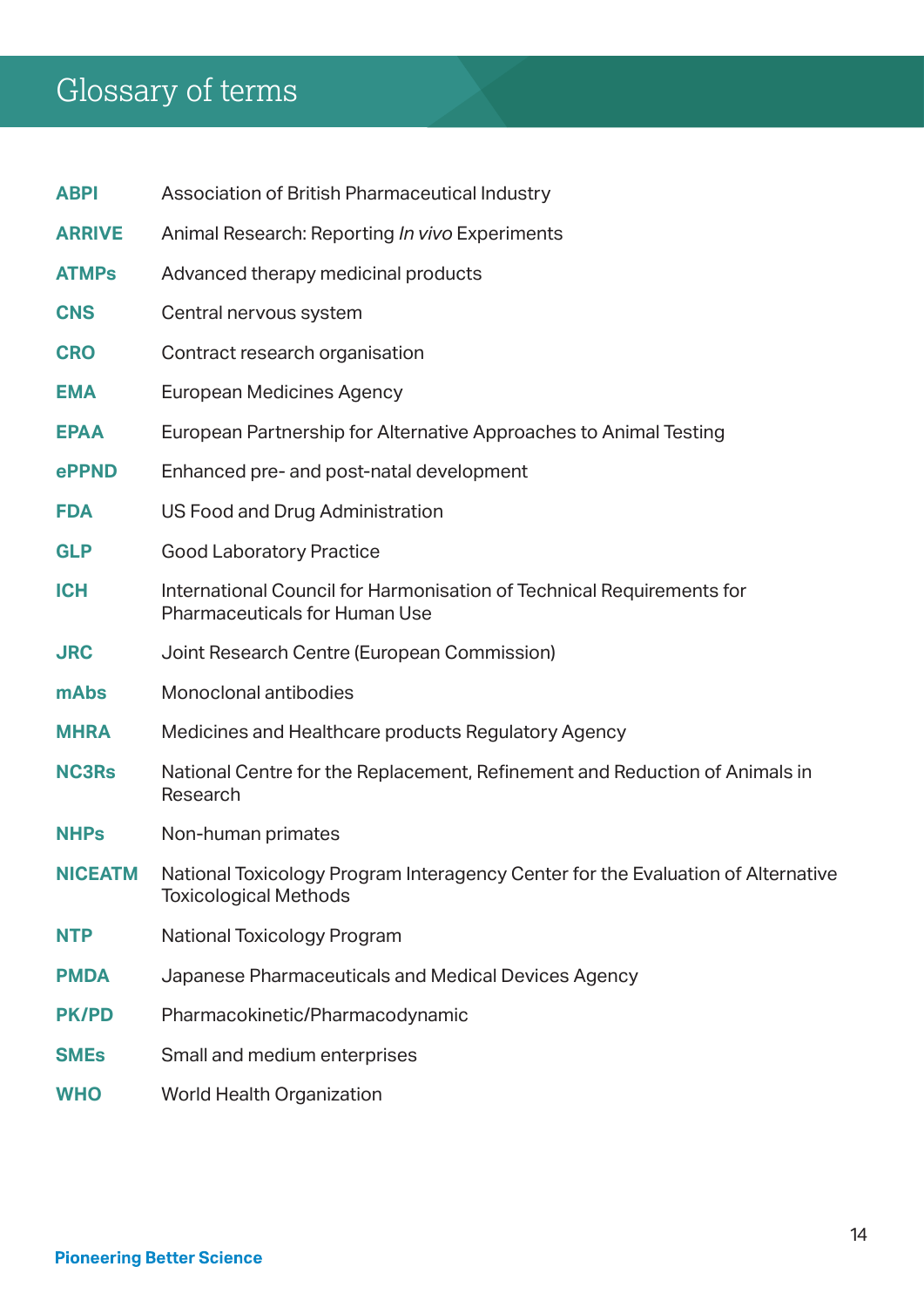# Glossary of terms

| | |
|---|---|
| **ABPI** | Association of British Pharmaceutical Industry |
| **ARRIVE** | Animal Research: Reporting *In vivo* Experiments |
| **ATMPs** | Advanced therapy medicinal products |
| **CNS** | Central nervous system |
| **CRO** | Contract research organisation |
| **EMA** | European Medicines Agency |
| **EPAA** | European Partnership for Alternative Approaches to Animal Testing |
| **ePPND** | Enhanced pre- and post-natal development |
| **FDA** | US Food and Drug Administration |
| **GLP** | Good Laboratory Practice |
| **ICH** | International Council for Harmonisation of Technical Requirements for Pharmaceuticals for Human Use |
| **JRC** | Joint Research Centre (European Commission) |
| **mAbs** | Monoclonal antibodies |
| **MHRA** | Medicines and Healthcare products Regulatory Agency |
| **NC3Rs** | National Centre for the Replacement, Refinement and Reduction of Animals in Research |
| **NHPs** | Non-human primates |
| **NICEATM** | National Toxicology Program Interagency Center for the Evaluation of Alternative Toxicological Methods |
| **NTP** | National Toxicology Program |
| **PMDA** | Japanese Pharmaceuticals and Medical Devices Agency |
| **PK/PD** | Pharmacokinetic/Pharmacodynamic |
| **SMEs** | Small and medium enterprises |
| **WHO** | World Health Organization |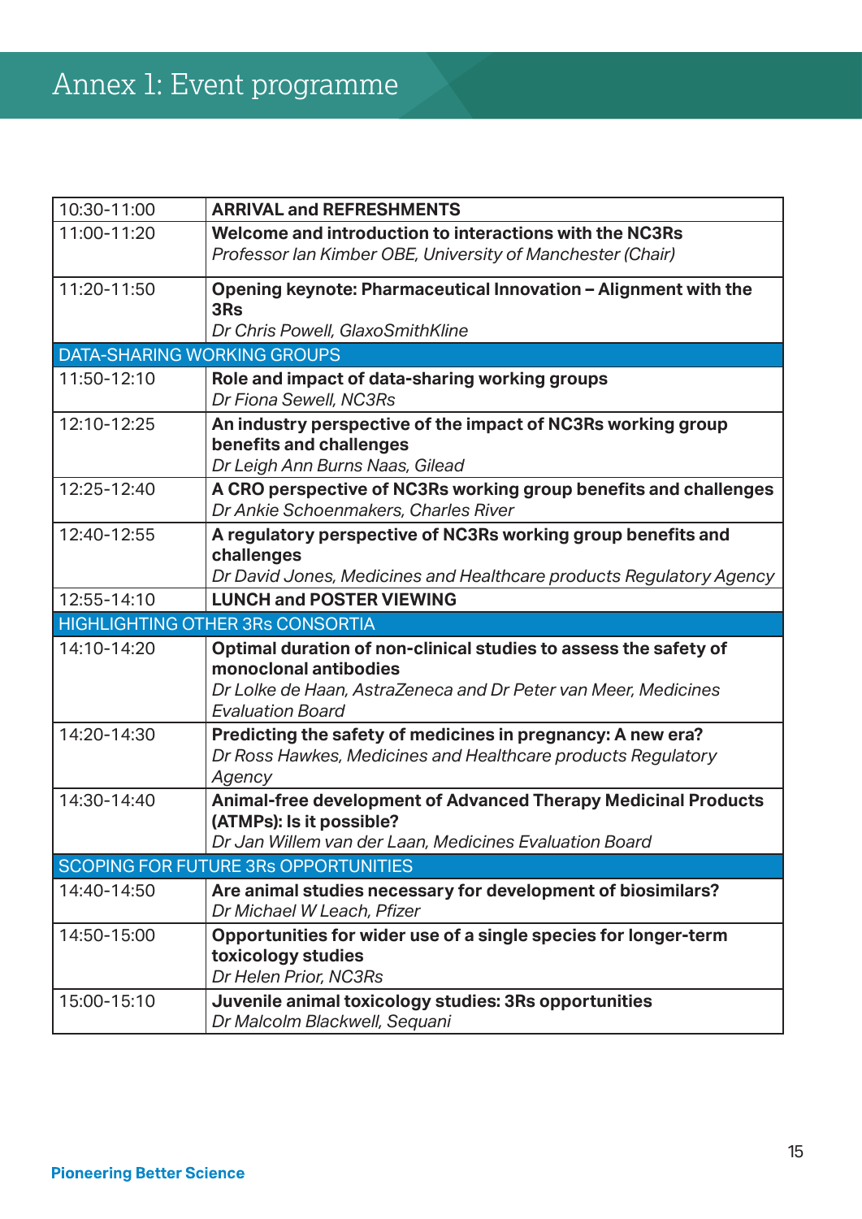# Annex 1: Event programme

| | |
|---|---|
| 10:30-11:00 | **ARRIVAL and REFRESHMENTS** |
| 11:00-11:20 | **Welcome and introduction to interactions with the NC3Rs**<br>*Professor Ian Kimber OBE, University of Manchester (Chair)* |
| 11:20-11:50 | **Opening keynote: Pharmaceutical Innovation – Alignment with the 3Rs**<br>*Dr Chris Powell, GlaxoSmithKline* |
| DATA-SHARING WORKING GROUPS | |
| 11:50-12:10 | **Role and impact of data-sharing working groups**<br>*Dr Fiona Sewell, NC3Rs* |
| 12:10-12:25 | **An industry perspective of the impact of NC3Rs working group benefits and challenges**<br>*Dr Leigh Ann Burns Naas, Gilead* |
| 12:25-12:40 | **A CRO perspective of NC3Rs working group benefits and challenges**<br>*Dr Ankie Schoenmakers, Charles River* |
| 12:40-12:55 | **A regulatory perspective of NC3Rs working group benefits and challenges**<br>*Dr David Jones, Medicines and Healthcare products Regulatory Agency* |
| 12:55-14:10 | **LUNCH and POSTER VIEWING** |
| HIGHLIGHTING OTHER 3Rs CONSORTIA | |
| 14:10-14:20 | **Optimal duration of non-clinical studies to assess the safety of monoclonal antibodies**<br>*Dr Lolke de Haan, AstraZeneca and Dr Peter van Meer, Medicines Evaluation Board* |
| 14:20-14:30 | **Predicting the safety of medicines in pregnancy: A new era?**<br>*Dr Ross Hawkes, Medicines and Healthcare products Regulatory Agency* |
| 14:30-14:40 | **Animal-free development of Advanced Therapy Medicinal Products (ATMPs): Is it possible?**<br>*Dr Jan Willem van der Laan, Medicines Evaluation Board* |
| SCOPING FOR FUTURE 3Rs OPPORTUNITIES | |
| 14:40-14:50 | **Are animal studies necessary for development of biosimilars?**<br>*Dr Michael W Leach, Pfizer* |
| 14:50-15:00 | **Opportunities for wider use of a single species for longer-term toxicology studies**<br>*Dr Helen Prior, NC3Rs* |
| 15:00-15:10 | **Juvenile animal toxicology studies: 3Rs opportunities**<br>*Dr Malcolm Blackwell, Sequani* |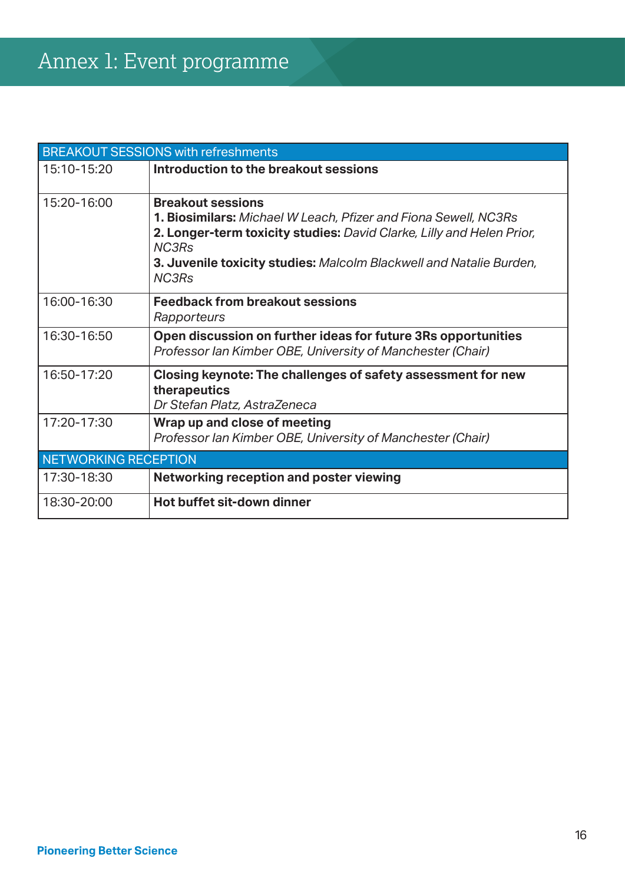# Annex 1: Event programme

| BREAKOUT SESSIONS with refreshments | |
|---|---|
| 15:10-15:20 | **Introduction to the breakout sessions** |
| 15:20-16:00 | **Breakout sessions**<br>**1. Biosimilars:** *Michael W Leach, Pfizer and Fiona Sewell, NC3Rs*<br>**2. Longer-term toxicity studies:** *David Clarke, Lilly and Helen Prior, NC3Rs*<br>**3. Juvenile toxicity studies:** *Malcolm Blackwell and Natalie Burden, NC3Rs* |
| 16:00-16:30 | **Feedback from breakout sessions**<br>*Rapporteurs* |
| 16:30-16:50 | **Open discussion on further ideas for future 3Rs opportunities**<br>*Professor Ian Kimber OBE, University of Manchester (Chair)* |
| 16:50-17:20 | **Closing keynote: The challenges of safety assessment for new therapeutics**<br>*Dr Stefan Platz, AstraZeneca* |
| 17:20-17:30 | **Wrap up and close of meeting**<br>*Professor Ian Kimber OBE, University of Manchester (Chair)* |
| NETWORKING RECEPTION | |
| 17:30-18:30 | **Networking reception and poster viewing** |
| 18:30-20:00 | **Hot buffet sit-down dinner** |

**Pioneering Better Science**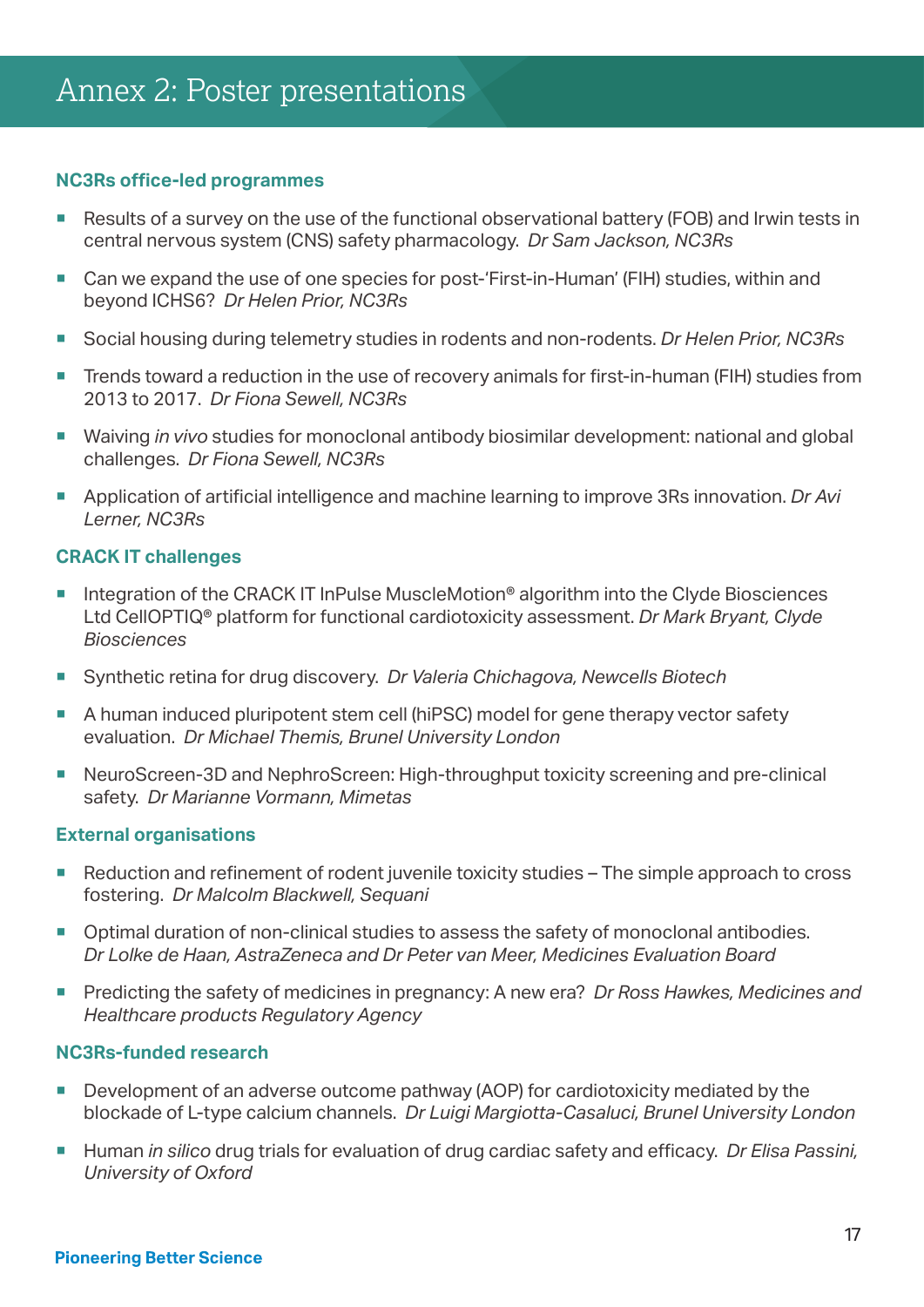# Annex 2: Poster presentations

### NC3Rs office-led programmes

- Results of a survey on the use of the functional observational battery (FOB) and Irwin tests in central nervous system (CNS) safety pharmacology. *Dr Sam Jackson, NC3Rs*
- Can we expand the use of one species for post-'First-in-Human' (FIH) studies, within and beyond ICHS6? *Dr Helen Prior, NC3Rs*
- Social housing during telemetry studies in rodents and non-rodents. *Dr Helen Prior, NC3Rs*
- Trends toward a reduction in the use of recovery animals for first-in-human (FIH) studies from 2013 to 2017. *Dr Fiona Sewell, NC3Rs*
- Waiving *in vivo* studies for monoclonal antibody biosimilar development: national and global challenges. *Dr Fiona Sewell, NC3Rs*
- Application of artificial intelligence and machine learning to improve 3Rs innovation. *Dr Avi Lerner, NC3Rs*

### CRACK IT challenges

- Integration of the CRACK IT InPulse MuscleMotion® algorithm into the Clyde Biosciences Ltd CellOPTIQ® platform for functional cardiotoxicity assessment. *Dr Mark Bryant, Clyde Biosciences*
- Synthetic retina for drug discovery. *Dr Valeria Chichagova, Newcells Biotech*
- A human induced pluripotent stem cell (hiPSC) model for gene therapy vector safety evaluation. *Dr Michael Themis, Brunel University London*
- NeuroScreen-3D and NephroScreen: High-throughput toxicity screening and pre-clinical safety. *Dr Marianne Vormann, Mimetas*

### External organisations

- Reduction and refinement of rodent juvenile toxicity studies – The simple approach to cross fostering. *Dr Malcolm Blackwell, Sequani*
- Optimal duration of non-clinical studies to assess the safety of monoclonal antibodies. *Dr Lolke de Haan, AstraZeneca and Dr Peter van Meer, Medicines Evaluation Board*
- Predicting the safety of medicines in pregnancy: A new era? *Dr Ross Hawkes, Medicines and Healthcare products Regulatory Agency*

### NC3Rs-funded research

- Development of an adverse outcome pathway (AOP) for cardiotoxicity mediated by the blockade of L-type calcium channels. *Dr Luigi Margiotta-Casaluci, Brunel University London*
- Human *in silico* drug trials for evaluation of drug cardiac safety and efficacy. *Dr Elisa Passini, University of Oxford*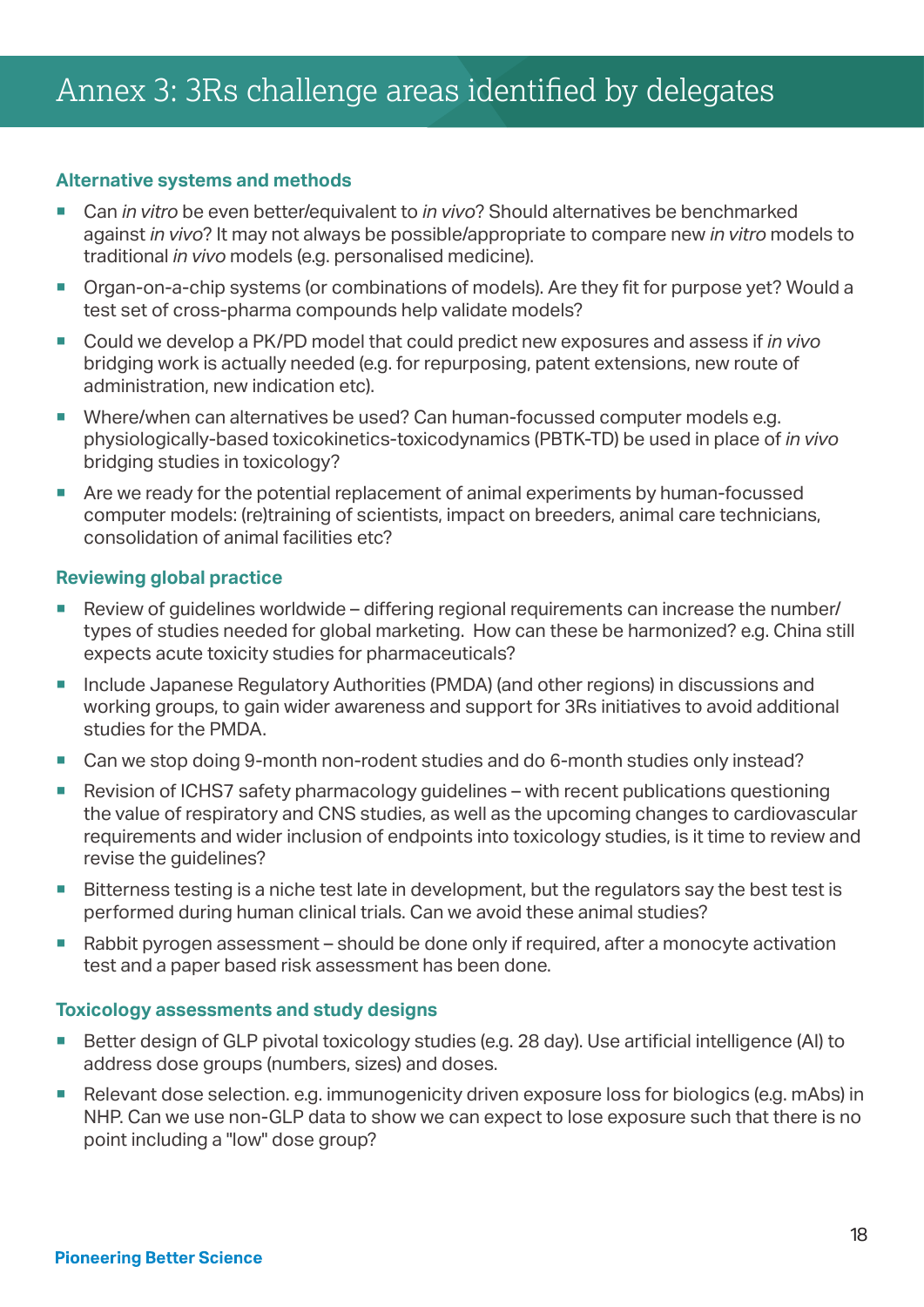# Annex 3: 3Rs challenge areas identified by delegates

### Alternative systems and methods

- Can *in vitro* be even better/equivalent to *in vivo*? Should alternatives be benchmarked against *in vivo*? It may not always be possible/appropriate to compare new *in vitro* models to traditional *in vivo* models (e.g. personalised medicine).
- Organ-on-a-chip systems (or combinations of models). Are they fit for purpose yet? Would a test set of cross-pharma compounds help validate models?
- Could we develop a PK/PD model that could predict new exposures and assess if *in vivo* bridging work is actually needed (e.g. for repurposing, patent extensions, new route of administration, new indication etc).
- Where/when can alternatives be used? Can human-focussed computer models e.g. physiologically-based toxicokinetics-toxicodynamics (PBTK-TD) be used in place of *in vivo* bridging studies in toxicology?
- Are we ready for the potential replacement of animal experiments by human-focussed computer models: (re)training of scientists, impact on breeders, animal care technicians, consolidation of animal facilities etc?

### Reviewing global practice

- Review of guidelines worldwide – differing regional requirements can increase the number/types of studies needed for global marketing. How can these be harmonized? e.g. China still expects acute toxicity studies for pharmaceuticals?
- Include Japanese Regulatory Authorities (PMDA) (and other regions) in discussions and working groups, to gain wider awareness and support for 3Rs initiatives to avoid additional studies for the PMDA.
- Can we stop doing 9-month non-rodent studies and do 6-month studies only instead?
- Revision of ICHS7 safety pharmacology guidelines – with recent publications questioning the value of respiratory and CNS studies, as well as the upcoming changes to cardiovascular requirements and wider inclusion of endpoints into toxicology studies, is it time to review and revise the guidelines?
- Bitterness testing is a niche test late in development, but the regulators say the best test is performed during human clinical trials. Can we avoid these animal studies?
- Rabbit pyrogen assessment – should be done only if required, after a monocyte activation test and a paper based risk assessment has been done.

### Toxicology assessments and study designs

- Better design of GLP pivotal toxicology studies (e.g. 28 day). Use artificial intelligence (AI) to address dose groups (numbers, sizes) and doses.
- Relevant dose selection. e.g. immunogenicity driven exposure loss for biologics (e.g. mAbs) in NHP. Can we use non-GLP data to show we can expect to lose exposure such that there is no point including a "low" dose group?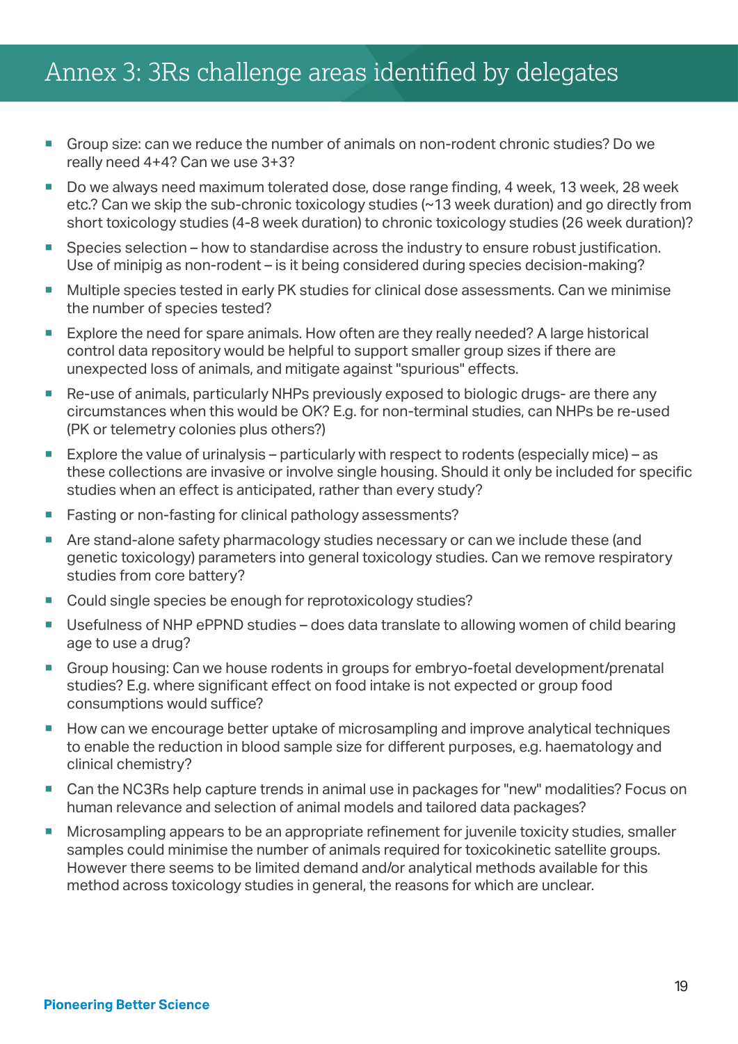# Annex 3: 3Rs challenge areas identified by delegates

- Group size: can we reduce the number of animals on non-rodent chronic studies? Do we really need 4+4? Can we use 3+3?
- Do we always need maximum tolerated dose, dose range finding, 4 week, 13 week, 28 week etc.? Can we skip the sub-chronic toxicology studies (~13 week duration) and go directly from short toxicology studies (4-8 week duration) to chronic toxicology studies (26 week duration)?
- Species selection – how to standardise across the industry to ensure robust justification. Use of minipig as non-rodent – is it being considered during species decision-making?
- Multiple species tested in early PK studies for clinical dose assessments. Can we minimise the number of species tested?
- Explore the need for spare animals. How often are they really needed? A large historical control data repository would be helpful to support smaller group sizes if there are unexpected loss of animals, and mitigate against "spurious" effects.
- Re-use of animals, particularly NHPs previously exposed to biologic drugs- are there any circumstances when this would be OK? E.g. for non-terminal studies, can NHPs be re-used (PK or telemetry colonies plus others?)
- Explore the value of urinalysis – particularly with respect to rodents (especially mice) – as these collections are invasive or involve single housing. Should it only be included for specific studies when an effect is anticipated, rather than every study?
- Fasting or non-fasting for clinical pathology assessments?
- Are stand-alone safety pharmacology studies necessary or can we include these (and genetic toxicology) parameters into general toxicology studies. Can we remove respiratory studies from core battery?
- Could single species be enough for reprotoxicology studies?
- Usefulness of NHP ePPND studies – does data translate to allowing women of child bearing age to use a drug?
- Group housing: Can we house rodents in groups for embryo-foetal development/prenatal studies? E.g. where significant effect on food intake is not expected or group food consumptions would suffice?
- How can we encourage better uptake of microsampling and improve analytical techniques to enable the reduction in blood sample size for different purposes, e.g. haematology and clinical chemistry?
- Can the NC3Rs help capture trends in animal use in packages for "new" modalities? Focus on human relevance and selection of animal models and tailored data packages?
- Microsampling appears to be an appropriate refinement for juvenile toxicity studies, smaller samples could minimise the number of animals required for toxicokinetic satellite groups. However there seems to be limited demand and/or analytical methods available for this method across toxicology studies in general, the reasons for which are unclear.